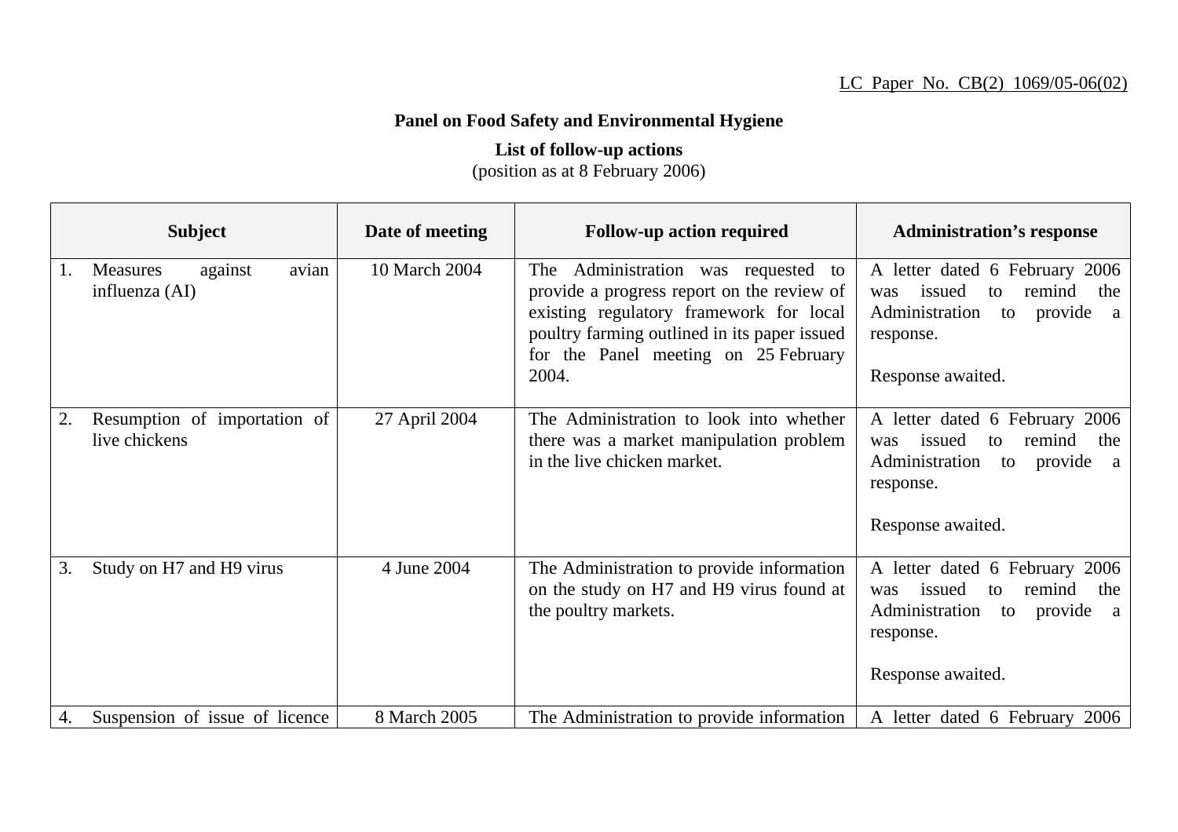LC Paper No. CB(2) 1069/05-06(02)

**Panel on Food Safety and Environmental Hygiene**

**List of follow-up actions**
(position as at 8 February 2006)

| Subject | Date of meeting | Follow-up action required | Administration's response |
|---|---|---|---|
| 1. Measures against avian influenza (AI) | 10 March 2004 | The Administration was requested to provide a progress report on the review of existing regulatory framework for local poultry farming outlined in its paper issued for the Panel meeting on 25 February 2004. | A letter dated 6 February 2006 was issued to remind the Administration to provide a response.<br><br>Response awaited. |
| 2. Resumption of importation of live chickens | 27 April 2004 | The Administration to look into whether there was a market manipulation problem in the live chicken market. | A letter dated 6 February 2006 was issued to remind the Administration to provide a response.<br><br>Response awaited. |
| 3. Study on H7 and H9 virus | 4 June 2004 | The Administration to provide information on the study on H7 and H9 virus found at the poultry markets. | A letter dated 6 February 2006 was issued to remind the Administration to provide a response.<br><br>Response awaited. |
| 4. Suspension of issue of licence | 8 March 2005 | The Administration to provide information | A letter dated 6 February 2006 |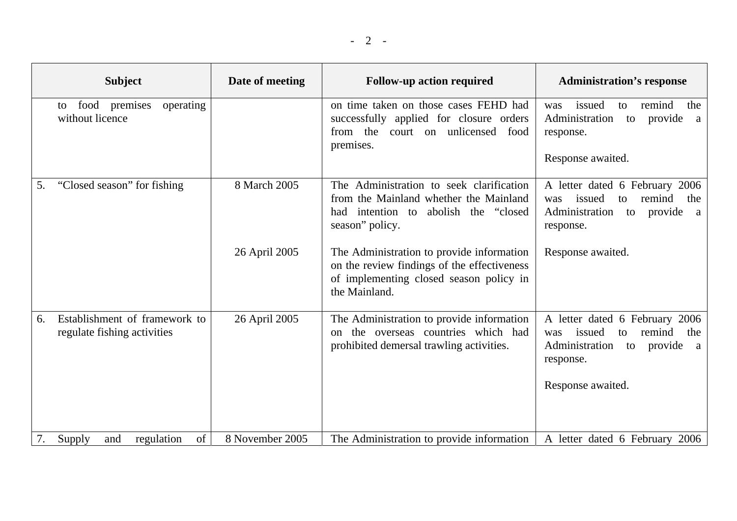| Subject | Date of meeting | Follow-up action required | Administration's response |
|---|---|---|---|
| to food premises operating without licence | | on time taken on those cases FEHD had successfully applied for closure orders from the court on unlicensed food premises. | was issued to remind the Administration to provide a response.<br><br>Response awaited. |
| 5. "Closed season" for fishing | 8 March 2005 | The Administration to seek clarification from the Mainland whether the Mainland had intention to abolish the "closed season" policy. | A letter dated 6 February 2006 was issued to remind the Administration to provide a response. |
| | 26 April 2005 | The Administration to provide information on the review findings of the effectiveness of implementing closed season policy in the Mainland. | Response awaited. |
| 6. Establishment of framework to regulate fishing activities | 26 April 2005 | The Administration to provide information on the overseas countries which had prohibited demersal trawling activities. | A letter dated 6 February 2006 was issued to remind the Administration to provide a response.<br><br>Response awaited. |
| 7. Supply and regulation of | 8 November 2005 | The Administration to provide information | A letter dated 6 February 2006 |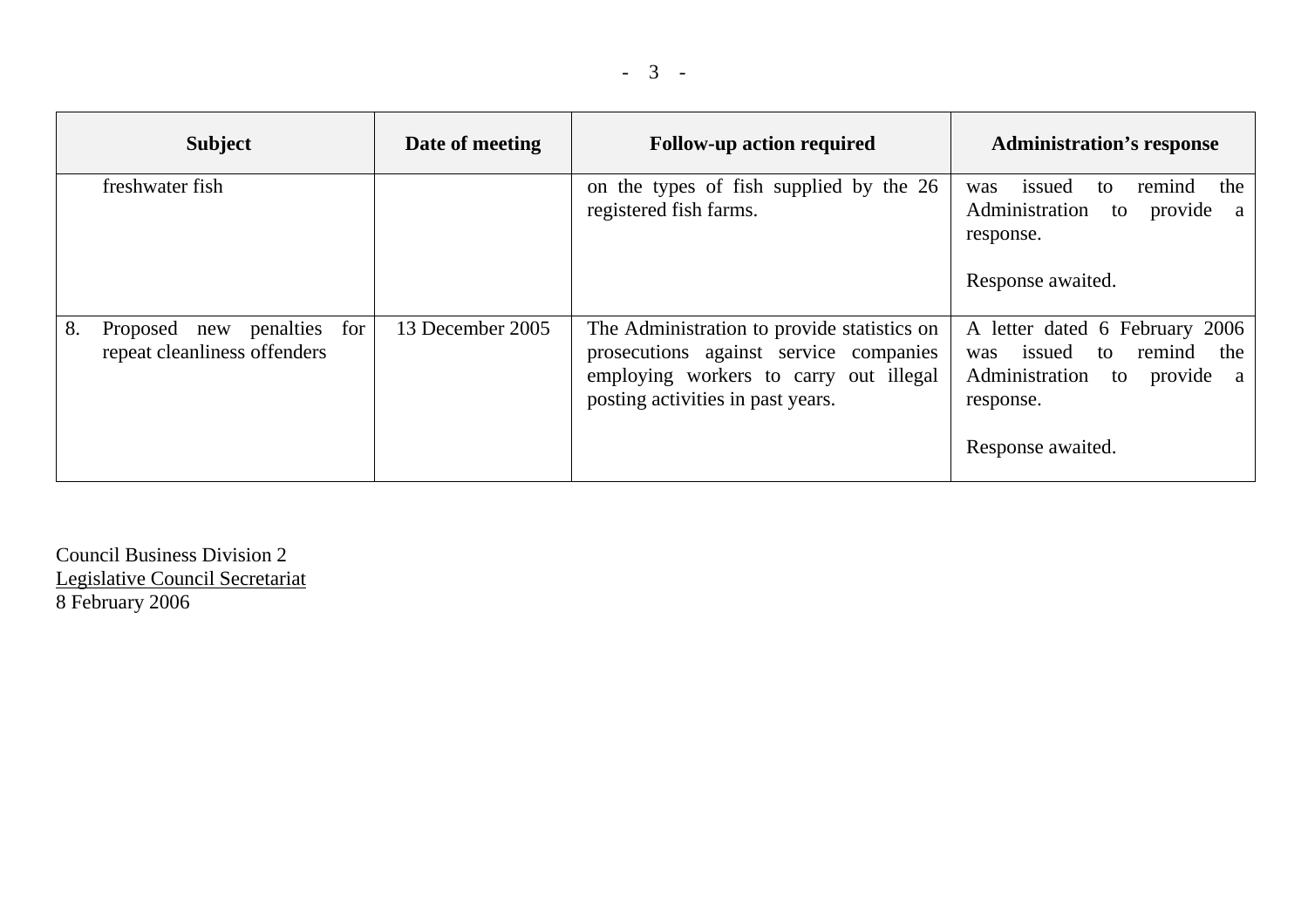| Subject | Date of meeting | Follow-up action required | Administration's response |
|---|---|---|---|
| freshwater fish | | on the types of fish supplied by the 26 registered fish farms. | was issued to remind the Administration to provide a response.<br><br>Response awaited. |
| 8. Proposed new penalties for repeat cleanliness offenders | 13 December 2005 | The Administration to provide statistics on prosecutions against service companies employing workers to carry out illegal posting activities in past years. | A letter dated 6 February 2006 was issued to remind the Administration to provide a response.<br><br>Response awaited. |

Council Business Division 2
Legislative Council Secretariat
8 February 2006